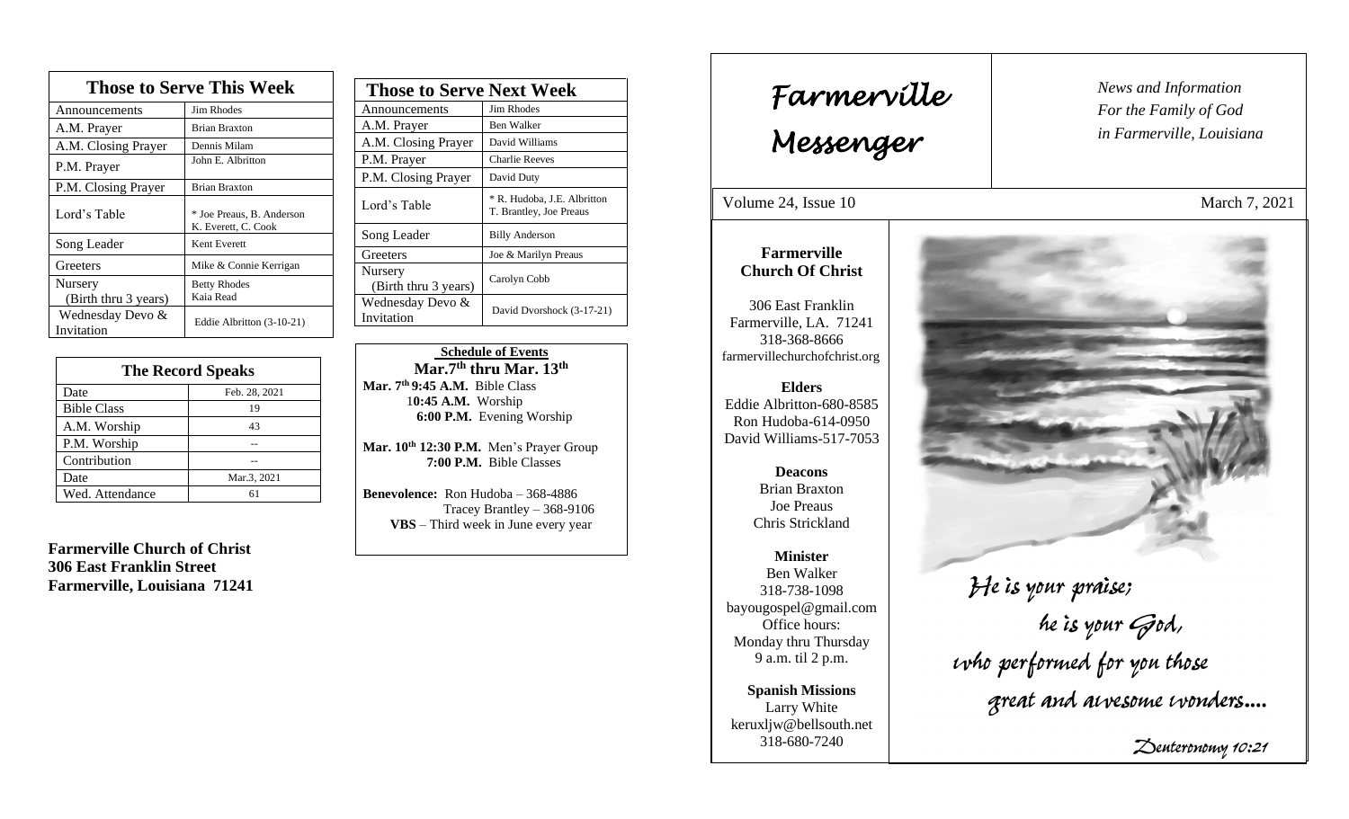## Those to Serve This Week

| | |
|---|---|
| Announcements | Jim Rhodes |
| A.M. Prayer | Brian Braxton |
| A.M. Closing Prayer | Dennis Milam |
| P.M. Prayer | John E. Albritton |
| P.M. Closing Prayer | Brian Braxton |
| Lord's Table | * Joe Preaus, B. Anderson K. Everett, C. Cook |
| Song Leader | Kent Everett |
| Greeters | Mike & Connie Kerrigan |
| Nursery (Birth thru 3 years) | Betty Rhodes Kaia Read |
| Wednesday Devo & Invitation | Eddie Albritton (3-10-21) |

## The Record Speaks

| | |
|---|---|
| Date | Feb. 28, 2021 |
| Bible Class | 19 |
| A.M. Worship | 43 |
| P.M. Worship | -- |
| Contribution | -- |
| Date | Mar.3, 2021 |
| Wed. Attendance | 61 |

**Farmerville Church of Christ**
**306 East Franklin Street**
**Farmerville, Louisiana 71241**

## Those to Serve Next Week

| | |
|---|---|
| Announcements | Jim Rhodes |
| A.M. Prayer | Ben Walker |
| A.M. Closing Prayer | David Williams |
| P.M. Prayer | Charlie Reeves |
| P.M. Closing Prayer | David Duty |
| Lord's Table | * R. Hudoba, J.E. Albritton T. Brantley, Joe Preaus |
| Song Leader | Billy Anderson |
| Greeters | Joe & Marilyn Preaus |
| Nursery (Birth thru 3 years) | Carolyn Cobb |
| Wednesday Devo & Invitation | David Dvorshock (3-17-21) |

**Schedule of Events**
**Mar.7th thru Mar. 13th**

**Mar. 7th 9:45 A.M.** Bible Class
**10:45 A.M.** Worship
**6:00 P.M.** Evening Worship

**Mar. 10th 12:30 P.M.** Men's Prayer Group
**7:00 P.M.** Bible Classes

**Benevolence:** Ron Hudoba – 368-4886
Tracey Brantley – 368-9106
**VBS** – Third week in June every year

# Farmerville Messenger

*News and Information For the Family of God in Farmerville, Louisiana*

Volume 24, Issue 10 — March 7, 2021

**Farmerville Church Of Christ**

306 East Franklin
Farmerville, LA. 71241
318-368-8666
farmervillechurchofchrist.org

**Elders**
Eddie Albritton-680-8585
Ron Hudoba-614-0950
David Williams-517-7053

**Deacons**
Brian Braxton
Joe Preaus
Chris Strickland

**Minister**
Ben Walker
318-738-1098
bayougospel@gmail.com
Office hours:
Monday thru Thursday
9 a.m. til 2 p.m.

**Spanish Missions**
Larry White
keruxljw@bellsouth.net
318-680-7240

*He is your praise;*
*he is your God,*
*who performed for you those*
*great and awesome wonders....*

*Deuteronomy 10:21*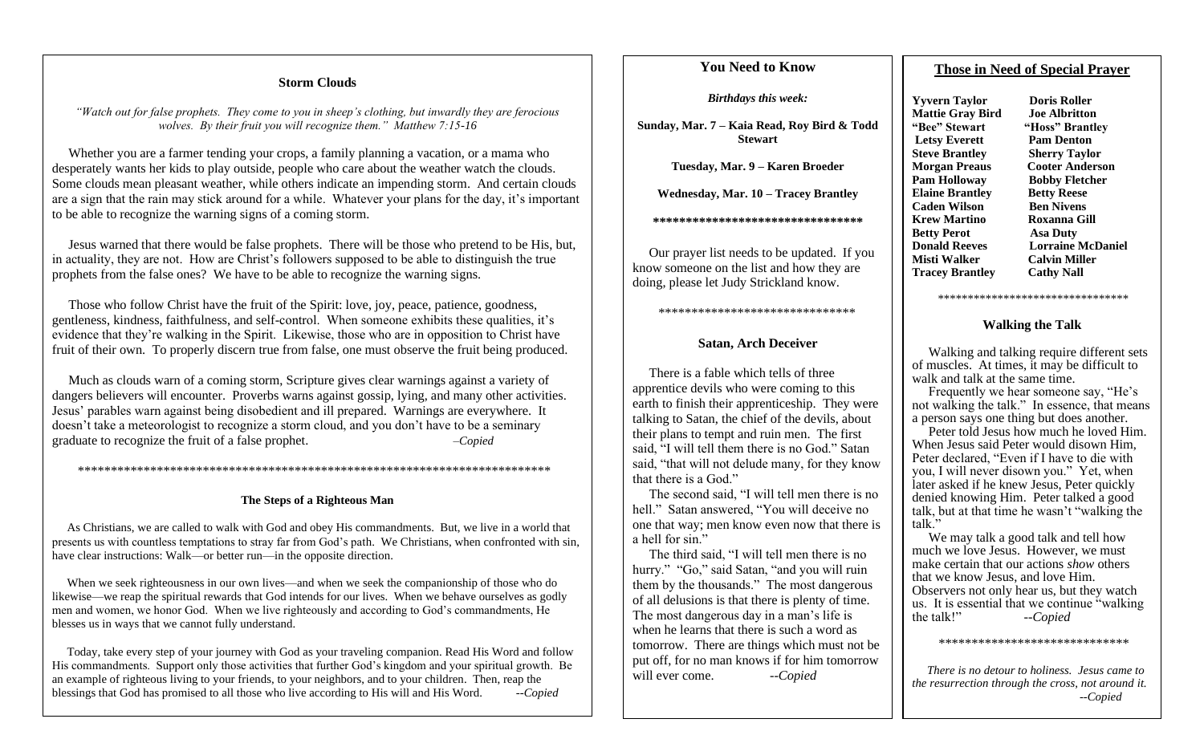### Storm Clouds

*"Watch out for false prophets. They come to you in sheep's clothing, but inwardly they are ferocious wolves. By their fruit you will recognize them." Matthew 7:15-16*

Whether you are a farmer tending your crops, a family planning a vacation, or a mama who desperately wants her kids to play outside, people who care about the weather watch the clouds. Some clouds mean pleasant weather, while others indicate an impending storm. And certain clouds are a sign that the rain may stick around for a while. Whatever your plans for the day, it's important to be able to recognize the warning signs of a coming storm.

Jesus warned that there would be false prophets. There will be those who pretend to be His, but, in actuality, they are not. How are Christ's followers supposed to be able to distinguish the true prophets from the false ones? We have to be able to recognize the warning signs.

Those who follow Christ have the fruit of the Spirit: love, joy, peace, patience, goodness, gentleness, kindness, faithfulness, and self-control. When someone exhibits these qualities, it's evidence that they're walking in the Spirit. Likewise, those who are in opposition to Christ have fruit of their own. To properly discern true from false, one must observe the fruit being produced.

Much as clouds warn of a coming storm, Scripture gives clear warnings against a variety of dangers believers will encounter. Proverbs warns against gossip, lying, and many other activities. Jesus' parables warn against being disobedient and ill prepared. Warnings are everywhere. It doesn't take a meteorologist to recognize a storm cloud, and you don't have to be a seminary graduate to recognize the fruit of a false prophet. *–Copied*

*************************************************************************

### The Steps of a Righteous Man

As Christians, we are called to walk with God and obey His commandments. But, we live in a world that presents us with countless temptations to stray far from God's path. We Christians, when confronted with sin, have clear instructions: Walk—or better run—in the opposite direction.

When we seek righteousness in our own lives—and when we seek the companionship of those who do likewise—we reap the spiritual rewards that God intends for our lives. When we behave ourselves as godly men and women, we honor God. When we live righteously and according to God's commandments, He blesses us in ways that we cannot fully understand.

Today, take every step of your journey with God as your traveling companion. Read His Word and follow His commandments. Support only those activities that further God's kingdom and your spiritual growth. Be an example of righteous living to your friends, to your neighbors, and to your children. Then, reap the blessings that God has promised to all those who live according to His will and His Word. *--Copied*

### You Need to Know

***Birthdays this week:***

**Sunday, Mar. 7 – Kaia Read, Roy Bird & Todd Stewart**

**Tuesday, Mar. 9 – Karen Broeder**

**Wednesday, Mar. 10 – Tracey Brantley**

**********************************

Our prayer list needs to be updated. If you know someone on the list and how they are doing, please let Judy Strickland know.

******************************

### Satan, Arch Deceiver

There is a fable which tells of three apprentice devils who were coming to this earth to finish their apprenticeship. They were talking to Satan, the chief of the devils, about their plans to tempt and ruin men. The first said, "I will tell them there is no God." Satan said, "that will not delude many, for they know that there is a God."

The second said, "I will tell men there is no hell." Satan answered, "You will deceive no one that way; men know even now that there is a hell for sin."

The third said, "I will tell men there is no hurry." "Go," said Satan, "and you will ruin them by the thousands." The most dangerous of all delusions is that there is plenty of time. The most dangerous day in a man's life is when he learns that there is such a word as tomorrow. There are things which must not be put off, for no man knows if for him tomorrow will ever come. *--Copied*

### Those in Need of Special Prayer

| | |
|---|---|
| **Yyvern Taylor** | **Doris Roller** |
| **Mattie Gray Bird** | **Joe Albritton** |
| **"Bee" Stewart** | **"Hoss" Brantley** |
| **Letsy Everett** | **Pam Denton** |
| **Steve Brantley** | **Sherry Taylor** |
| **Morgan Preaus** | **Cooter Anderson** |
| **Pam Holloway** | **Bobby Fletcher** |
| **Elaine Brantley** | **Betty Reese** |
| **Caden Wilson** | **Ben Nivens** |
| **Krew Martino** | **Roxanna Gill** |
| **Betty Perot** | **Asa Duty** |
| **Donald Reeves** | **Lorraine McDaniel** |
| **Misti Walker** | **Calvin Miller** |
| **Tracey Brantley** | **Cathy Nall** |

*******************************

### Walking the Talk

Walking and talking require different sets of muscles. At times, it may be difficult to walk and talk at the same time.

Frequently we hear someone say, "He's not walking the talk." In essence, that means a person says one thing but does another.

Peter told Jesus how much he loved Him. When Jesus said Peter would disown Him, Peter declared, "Even if I have to die with you, I will never disown you." Yet, when later asked if he knew Jesus, Peter quickly denied knowing Him. Peter talked a good talk, but at that time he wasn't "walking the talk."

We may talk a good talk and tell how much we love Jesus. However, we must make certain that our actions *show* others that we know Jesus, and love Him. Observers not only hear us, but they watch us. It is essential that we continue "walking the talk!" *--Copied*

*****************************

*There is no detour to holiness. Jesus came to the resurrection through the cross, not around it. --Copied*